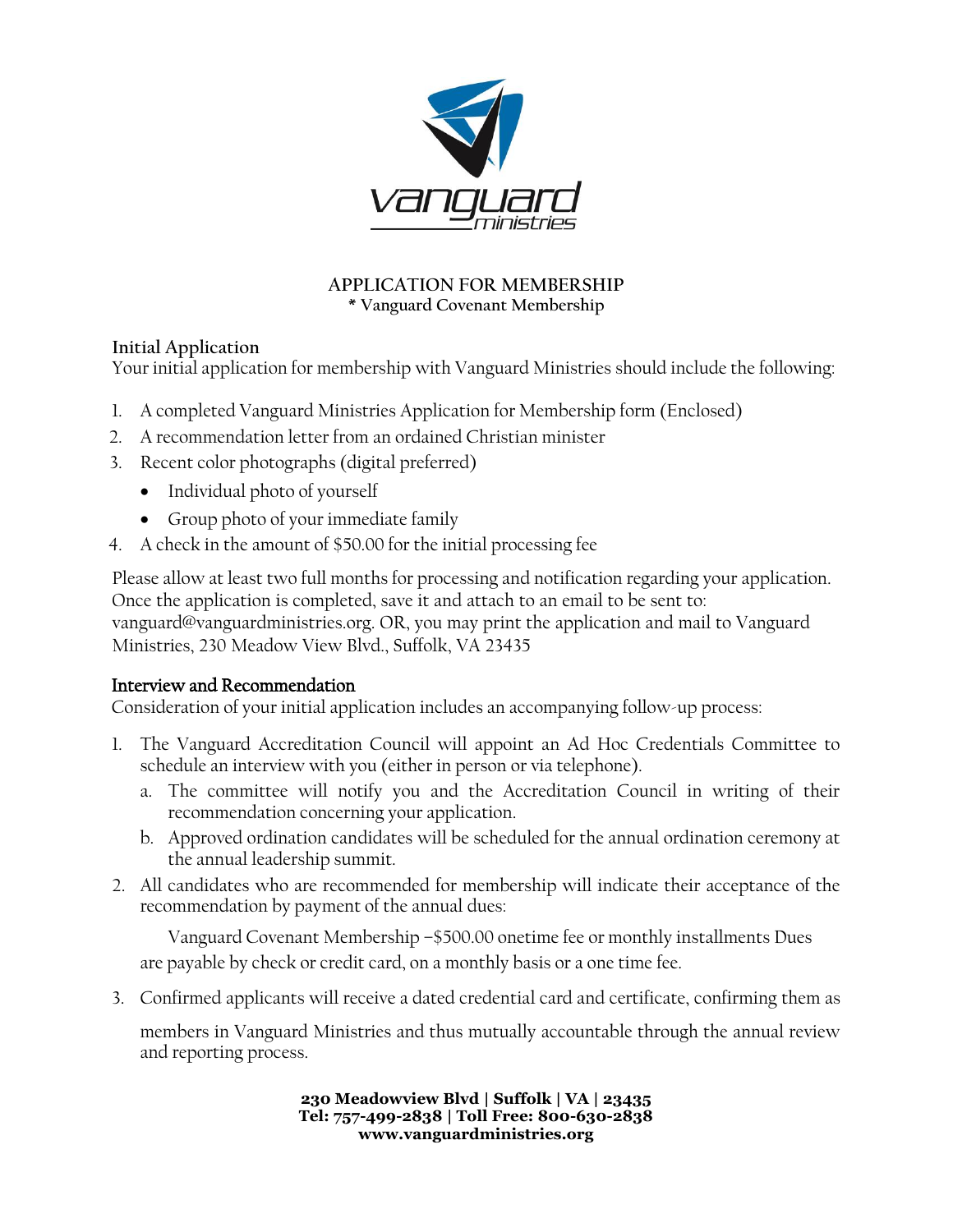# APPLICATION FOR MEMBERSHIP

**\* Vanguard Covenant Membership**

## Initial Application

Your initial application for membership with Vanguard Ministries should include the following:

1. A completed Vanguard Ministries Application for Membership form (Enclosed)
2. A recommendation letter from an ordained Christian minister
3. Recent color photographs (digital preferred)
   - Individual photo of yourself
   - Group photo of your immediate family
4. A check in the amount of $50.00 for the initial processing fee

Please allow at least two full months for processing and notification regarding your application. Once the application is completed, save it and attach to an email to be sent to: vanguard@vanguardministries.org. OR, you may print the application and mail to Vanguard Ministries, 230 Meadow View Blvd., Suffolk, VA 23435

## Interview and Recommendation

Consideration of your initial application includes an accompanying follow-up process:

1. The Vanguard Accreditation Council will appoint an Ad Hoc Credentials Committee to schedule an interview with you (either in person or via telephone).
   a. The committee will notify you and the Accreditation Council in writing of their recommendation concerning your application.
   b. Approved ordination candidates will be scheduled for the annual ordination ceremony at the annual leadership summit.
2. All candidates who are recommended for membership will indicate their acceptance of the recommendation by payment of the annual dues:

   Vanguard Covenant Membership –$500.00 onetime fee or monthly installments Dues are payable by check or credit card, on a monthly basis or a one time fee.

3. Confirmed applicants will receive a dated credential card and certificate, confirming them as members in Vanguard Ministries and thus mutually accountable through the annual review and reporting process.

**230 Meadowview Blvd | Suffolk | VA | 23435**
**Tel: 757-499-2838 | Toll Free: 800-630-2838**
**www.vanguardministries.org**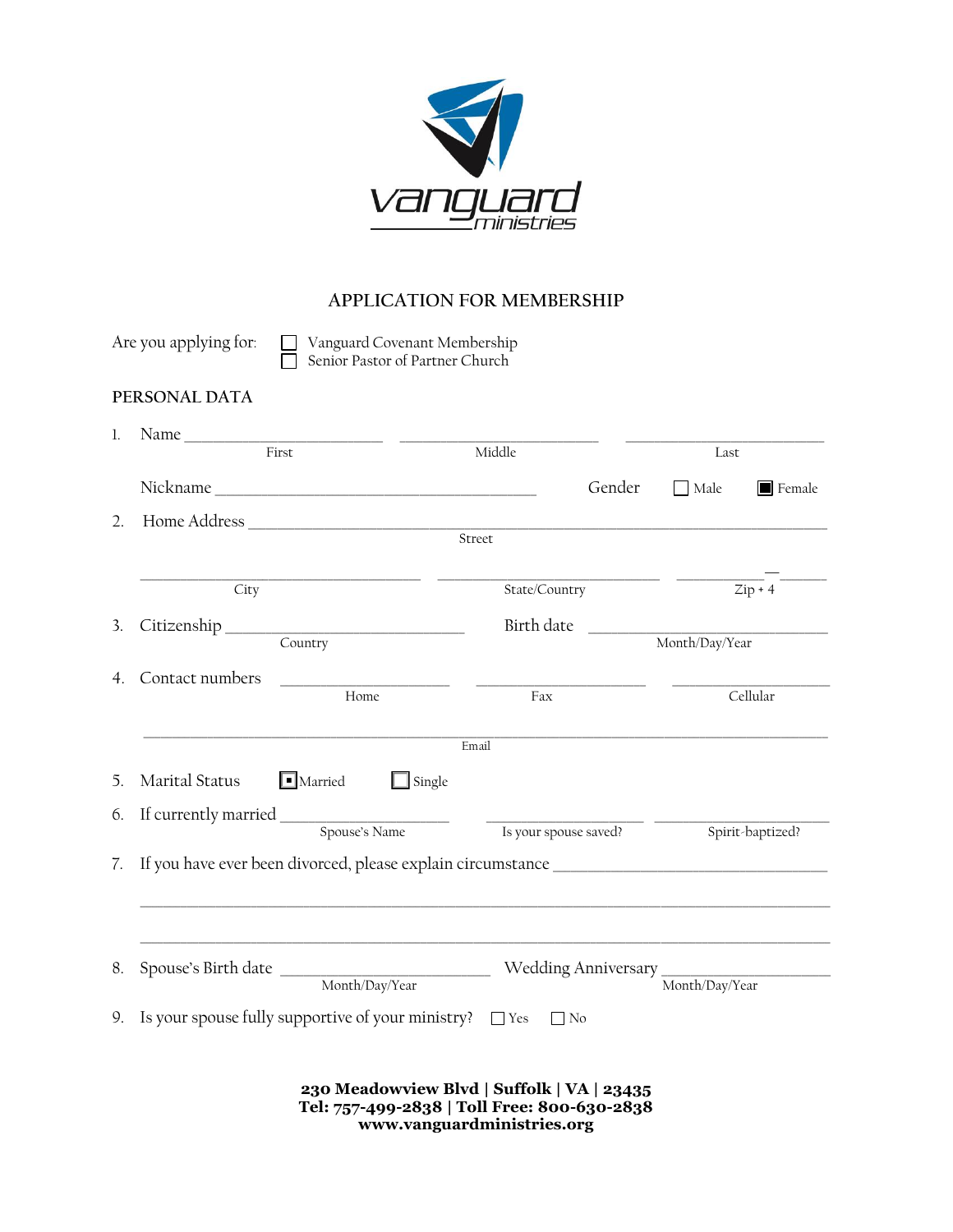# APPLICATION FOR MEMBERSHIP

Are you applying for: ☐ Vanguard Covenant Membership
☐ Senior Pastor of Partner Church

## PERSONAL DATA

1. Name ______________________ ______________________ ______________________
   First Middle Last

   Nickname ____________________________________ Gender ☐ Male ☒ Female

2. Home Address ______________________________________________________________
   Street

   ______________________ ______________________ __________—______
   City State/Country Zip + 4

3. Citizenship ______________________ Birth date ______________________
   Country Month/Day/Year

4. Contact numbers ______________________ ______________________ ______________________
   Home Fax Cellular

   ______________________________________________________________
   Email

5. Marital Status ☒ Married ☐ Single

6. If currently married ______________________ ______________________ ______________________
   Spouse's Name Is your spouse saved? Spirit-baptized?

7. If you have ever been divorced, please explain circumstance ______________________________

   ______________________________________________________________

   ______________________________________________________________

8. Spouse's Birth date ______________________ Wedding Anniversary ______________________
   Month/Day/Year Month/Day/Year

9. Is your spouse fully supportive of your ministry? ☐ Yes ☐ No

**230 Meadowview Blvd | Suffolk | VA | 23435**
**Tel: 757-499-2838 | Toll Free: 800-630-2838**
**www.vanguardministries.org**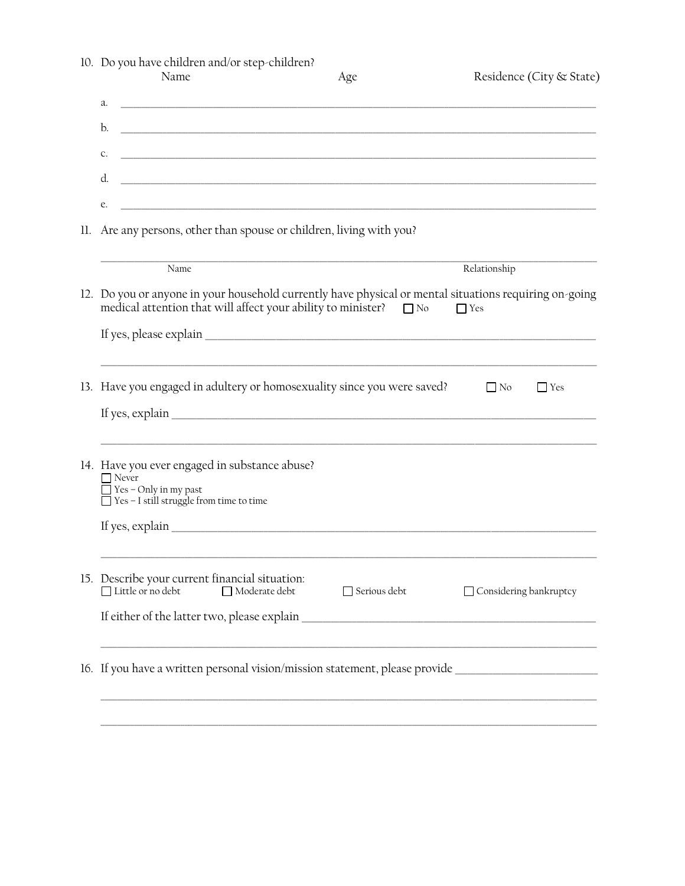10. Do you have children and/or step-children?

| | Name | Age | Residence (City & State) |
|---|---|---|---|
| a. | | | |
| b. | | | |
| c. | | | |
| d. | | | |
| e. | | | |

11. Are any persons, other than spouse or children, living with you?

    ______________________________________________________________________

    Name                                                                                    Relationship

12. Do you or anyone in your household currently have physical or mental situations requiring on-going medical attention that will affect your ability to minister? ☐ No ☐ Yes

    If yes, please explain ______________________________________________________

    ______________________________________________________________________

13. Have you engaged in adultery or homosexuality since you were saved? ☐ No ☐ Yes

    If yes, explain ___________________________________________________________

    ______________________________________________________________________

14. Have you ever engaged in substance abuse?
    - ☐ Never
    - ☐ Yes – Only in my past
    - ☐ Yes – I still struggle from time to time

    If yes, explain ___________________________________________________________

    ______________________________________________________________________

15. Describe your current financial situation:
    ☐ Little or no debt ☐ Moderate debt ☐ Serious debt ☐ Considering bankruptcy

    If either of the latter two, please explain ______________________________________

    ______________________________________________________________________

16. If you have a written personal vision/mission statement, please provide ________________

    ______________________________________________________________________

    ______________________________________________________________________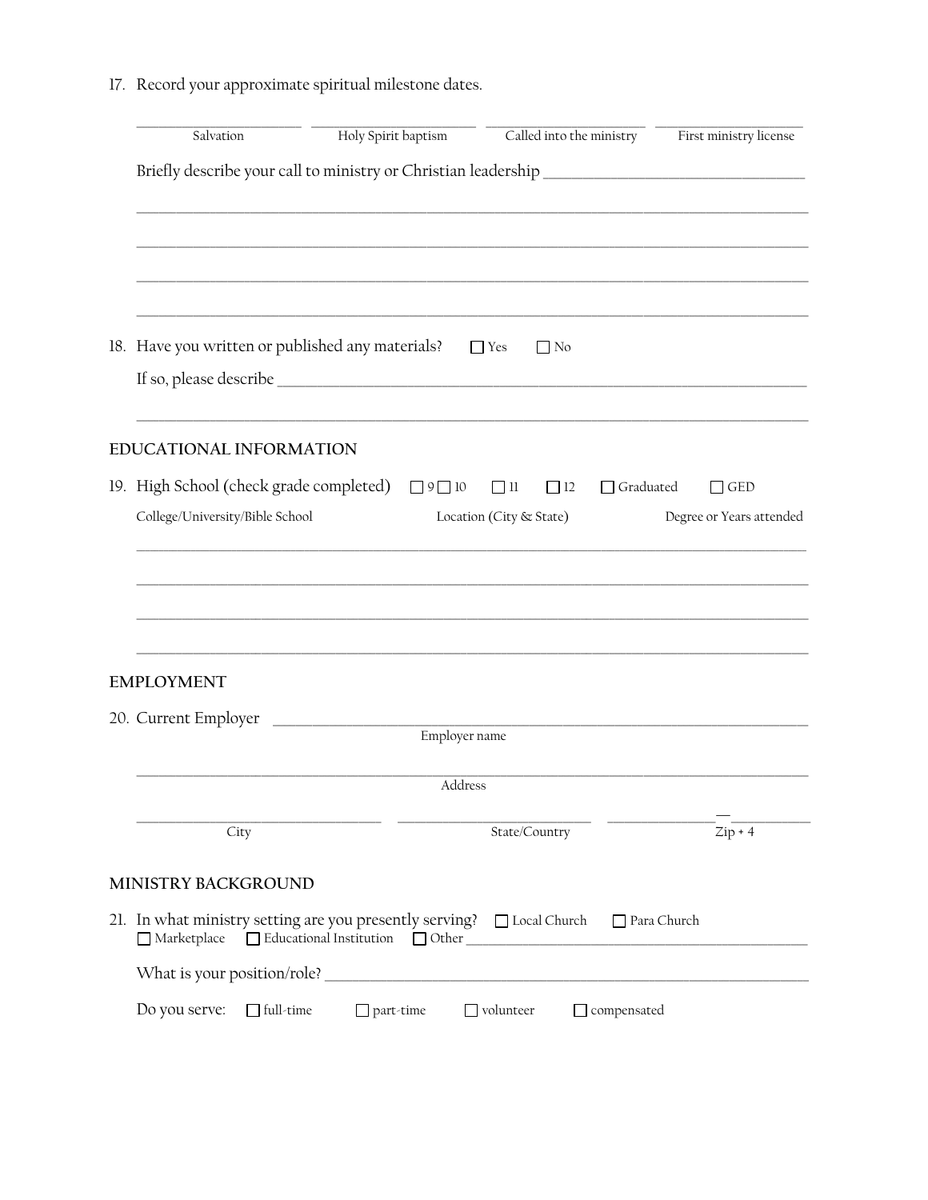17. Record your approximate spiritual milestone dates.

| Salvation | Holy Spirit baptism | Called into the ministry | First ministry license |
|---|---|---|---|
| | | | |

Briefly describe your call to ministry or Christian leadership ___________________________________

_____________________________________________________________________________________

_____________________________________________________________________________________

_____________________________________________________________________________________

_____________________________________________________________________________________

18. Have you written or published any materials? ☐ Yes ☐ No

If so, please describe _________________________________________________________________

_____________________________________________________________________________________

## EDUCATIONAL INFORMATION

19. High School (check grade completed) ☐ 9 ☐ 10 ☐ 11 ☐ 12 ☐ Graduated ☐ GED

| College/University/Bible School | Location (City & State) | Degree or Years attended |
|---|---|---|
| | | |
| | | |
| | | |
| | | |

## EMPLOYMENT

20. Current Employer ___________________________________________________________________
Employer name

_____________________________________________________________________________________
Address

_________________________ _________________________ _____________—__________
City State/Country Zip + 4

## MINISTRY BACKGROUND

21. In what ministry setting are you presently serving? ☐ Local Church ☐ Para Church
☐ Marketplace ☐ Educational Institution ☐ Other _______________________________________

What is your position/role? _______________________________________________________________

Do you serve: ☐ full-time ☐ part-time ☐ volunteer ☐ compensated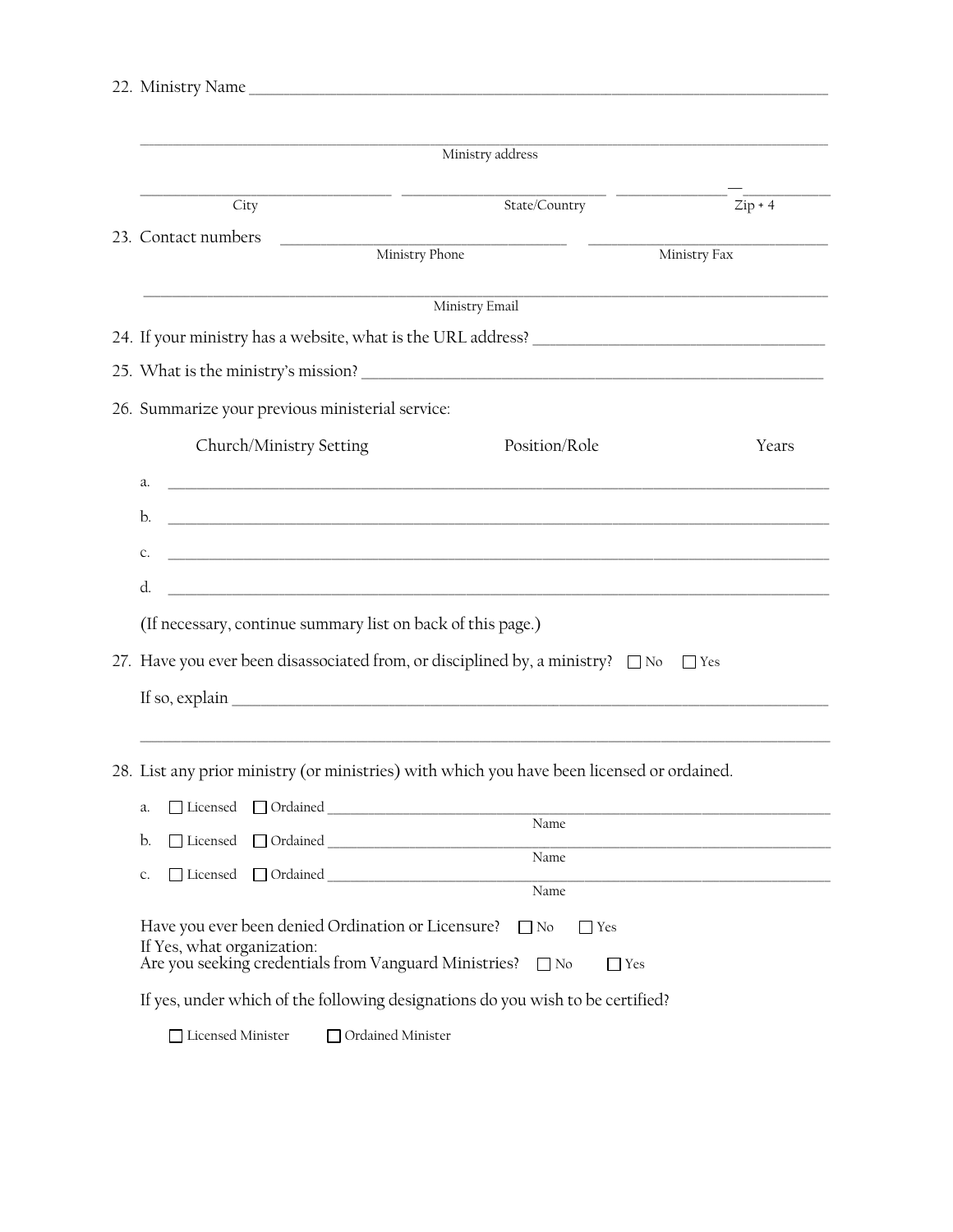22. Ministry Name ______________________________________________________________________________

________________________________________________________________________________________
Ministry address

______________________________ ______________________________ ______________—__________
City State/Country Zip + 4

23. Contact numbers ______________________________ ______________________________
Ministry Phone Ministry Fax

________________________________________________________________________________________
Ministry Email

24. If your ministry has a website, what is the URL address? ________________________________________

25. What is the ministry's mission? _______________________________________________________________

26. Summarize your previous ministerial service:

| Church/Ministry Setting | Position/Role | Years |
|---|---|---|
| a. | | |
| b. | | |
| c. | | |
| d. | | |

(If necessary, continue summary list on back of this page.)

27. Have you ever been disassociated from, or disciplined by, a ministry? ☐ No ☐ Yes

If so, explain ______________________________________________________________________________

________________________________________________________________________________________

28. List any prior ministry (or ministries) with which you have been licensed or ordained.

a. ☐ Licensed ☐ Ordained ________________________________________________________________
Name

b. ☐ Licensed ☐ Ordained ________________________________________________________________
Name

c. ☐ Licensed ☐ Ordained ________________________________________________________________
Name

Have you ever been denied Ordination or Licensure? ☐ No ☐ Yes
If Yes, what organization:
Are you seeking credentials from Vanguard Ministries? ☐ No ☐ Yes

If yes, under which of the following designations do you wish to be certified?

☐ Licensed Minister ☐ Ordained Minister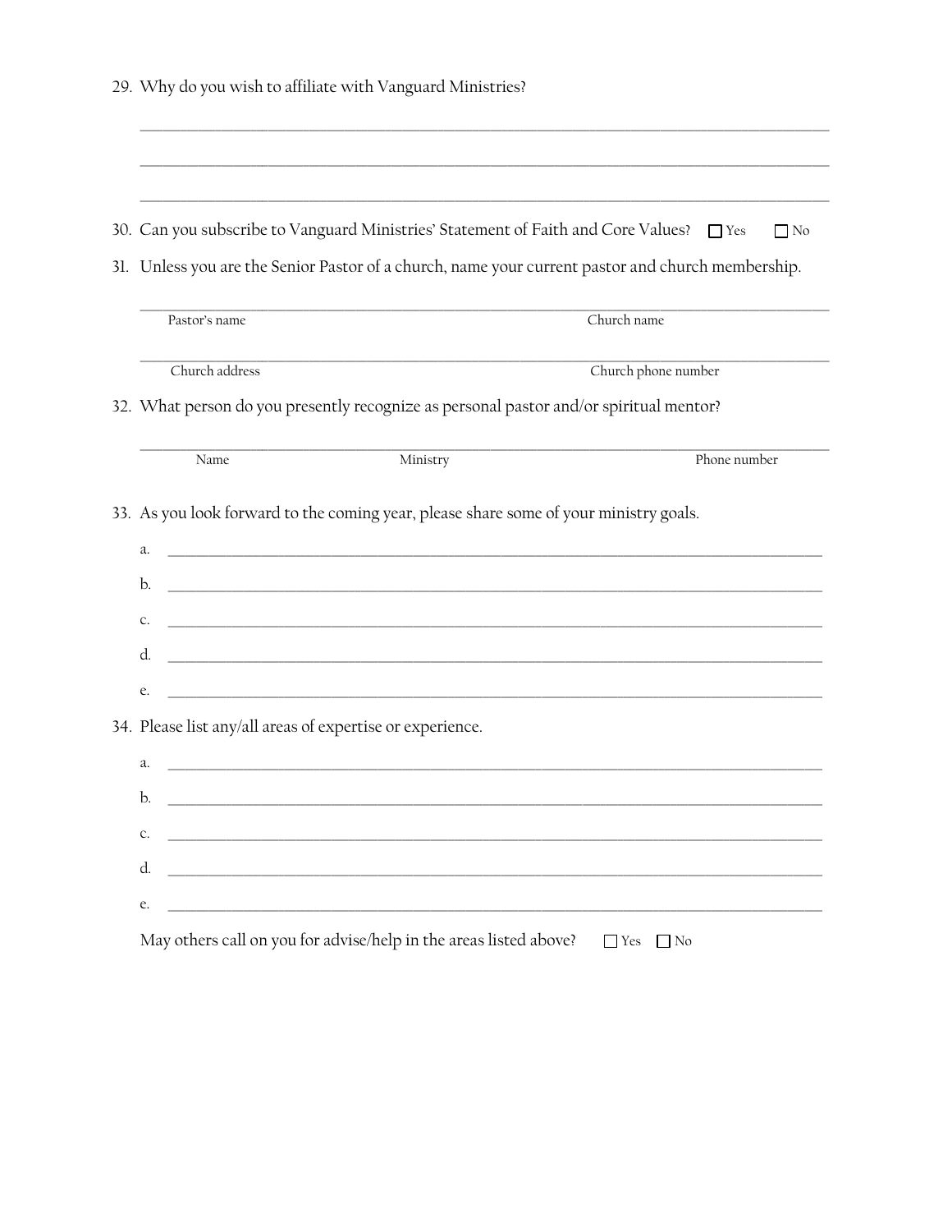29. Why do you wish to affiliate with Vanguard Ministries?

\_\_\_\_\_\_\_\_\_\_\_\_\_\_\_\_\_\_\_\_\_\_\_\_\_\_\_\_\_\_\_\_\_\_\_\_\_\_\_\_\_\_\_\_\_\_\_\_\_\_\_\_\_\_\_\_\_\_\_\_\_\_\_\_\_\_\_\_\_\_\_\_\_\_\_\_\_\_

\_\_\_\_\_\_\_\_\_\_\_\_\_\_\_\_\_\_\_\_\_\_\_\_\_\_\_\_\_\_\_\_\_\_\_\_\_\_\_\_\_\_\_\_\_\_\_\_\_\_\_\_\_\_\_\_\_\_\_\_\_\_\_\_\_\_\_\_\_\_\_\_\_\_\_\_\_\_

\_\_\_\_\_\_\_\_\_\_\_\_\_\_\_\_\_\_\_\_\_\_\_\_\_\_\_\_\_\_\_\_\_\_\_\_\_\_\_\_\_\_\_\_\_\_\_\_\_\_\_\_\_\_\_\_\_\_\_\_\_\_\_\_\_\_\_\_\_\_\_\_\_\_\_\_\_\_

30. Can you subscribe to Vanguard Ministries' Statement of Faith and Core Values? ☐ Yes ☐ No

31. Unless you are the Senior Pastor of a church, name your current pastor and church membership.

\_\_\_\_\_\_\_\_\_\_\_\_\_\_\_\_\_\_\_\_\_\_\_\_\_\_\_\_\_\_\_\_\_\_\_\_\_\_\_\_\_\_\_\_\_\_\_\_\_\_\_\_\_\_\_\_\_\_\_\_\_\_\_\_\_\_\_\_\_\_\_\_\_\_\_\_\_\_

Pastor's name — Church name

\_\_\_\_\_\_\_\_\_\_\_\_\_\_\_\_\_\_\_\_\_\_\_\_\_\_\_\_\_\_\_\_\_\_\_\_\_\_\_\_\_\_\_\_\_\_\_\_\_\_\_\_\_\_\_\_\_\_\_\_\_\_\_\_\_\_\_\_\_\_\_\_\_\_\_\_\_\_

Church address — Church phone number

32. What person do you presently recognize as personal pastor and/or spiritual mentor?

\_\_\_\_\_\_\_\_\_\_\_\_\_\_\_\_\_\_\_\_\_\_\_\_\_\_\_\_\_\_\_\_\_\_\_\_\_\_\_\_\_\_\_\_\_\_\_\_\_\_\_\_\_\_\_\_\_\_\_\_\_\_\_\_\_\_\_\_\_\_\_\_\_\_\_\_\_\_

Name — Ministry — Phone number

33. As you look forward to the coming year, please share some of your ministry goals.

a. \_\_\_\_\_\_\_\_\_\_\_\_\_\_\_\_\_\_\_\_\_\_\_\_\_\_\_\_\_\_\_\_\_\_\_\_\_\_\_\_\_\_\_\_\_\_\_\_\_\_\_\_\_\_\_\_\_\_\_\_\_\_\_\_\_\_\_\_\_\_\_\_\_\_

b. \_\_\_\_\_\_\_\_\_\_\_\_\_\_\_\_\_\_\_\_\_\_\_\_\_\_\_\_\_\_\_\_\_\_\_\_\_\_\_\_\_\_\_\_\_\_\_\_\_\_\_\_\_\_\_\_\_\_\_\_\_\_\_\_\_\_\_\_\_\_\_\_\_\_

c. \_\_\_\_\_\_\_\_\_\_\_\_\_\_\_\_\_\_\_\_\_\_\_\_\_\_\_\_\_\_\_\_\_\_\_\_\_\_\_\_\_\_\_\_\_\_\_\_\_\_\_\_\_\_\_\_\_\_\_\_\_\_\_\_\_\_\_\_\_\_\_\_\_\_

d. \_\_\_\_\_\_\_\_\_\_\_\_\_\_\_\_\_\_\_\_\_\_\_\_\_\_\_\_\_\_\_\_\_\_\_\_\_\_\_\_\_\_\_\_\_\_\_\_\_\_\_\_\_\_\_\_\_\_\_\_\_\_\_\_\_\_\_\_\_\_\_\_\_\_

e. \_\_\_\_\_\_\_\_\_\_\_\_\_\_\_\_\_\_\_\_\_\_\_\_\_\_\_\_\_\_\_\_\_\_\_\_\_\_\_\_\_\_\_\_\_\_\_\_\_\_\_\_\_\_\_\_\_\_\_\_\_\_\_\_\_\_\_\_\_\_\_\_\_\_

34. Please list any/all areas of expertise or experience.

a. \_\_\_\_\_\_\_\_\_\_\_\_\_\_\_\_\_\_\_\_\_\_\_\_\_\_\_\_\_\_\_\_\_\_\_\_\_\_\_\_\_\_\_\_\_\_\_\_\_\_\_\_\_\_\_\_\_\_\_\_\_\_\_\_\_\_\_\_\_\_\_\_\_\_

b. \_\_\_\_\_\_\_\_\_\_\_\_\_\_\_\_\_\_\_\_\_\_\_\_\_\_\_\_\_\_\_\_\_\_\_\_\_\_\_\_\_\_\_\_\_\_\_\_\_\_\_\_\_\_\_\_\_\_\_\_\_\_\_\_\_\_\_\_\_\_\_\_\_\_

c. \_\_\_\_\_\_\_\_\_\_\_\_\_\_\_\_\_\_\_\_\_\_\_\_\_\_\_\_\_\_\_\_\_\_\_\_\_\_\_\_\_\_\_\_\_\_\_\_\_\_\_\_\_\_\_\_\_\_\_\_\_\_\_\_\_\_\_\_\_\_\_\_\_\_

d. \_\_\_\_\_\_\_\_\_\_\_\_\_\_\_\_\_\_\_\_\_\_\_\_\_\_\_\_\_\_\_\_\_\_\_\_\_\_\_\_\_\_\_\_\_\_\_\_\_\_\_\_\_\_\_\_\_\_\_\_\_\_\_\_\_\_\_\_\_\_\_\_\_\_

e. \_\_\_\_\_\_\_\_\_\_\_\_\_\_\_\_\_\_\_\_\_\_\_\_\_\_\_\_\_\_\_\_\_\_\_\_\_\_\_\_\_\_\_\_\_\_\_\_\_\_\_\_\_\_\_\_\_\_\_\_\_\_\_\_\_\_\_\_\_\_\_\_\_\_

May others call on you for advise/help in the areas listed above? ☐ Yes ☐ No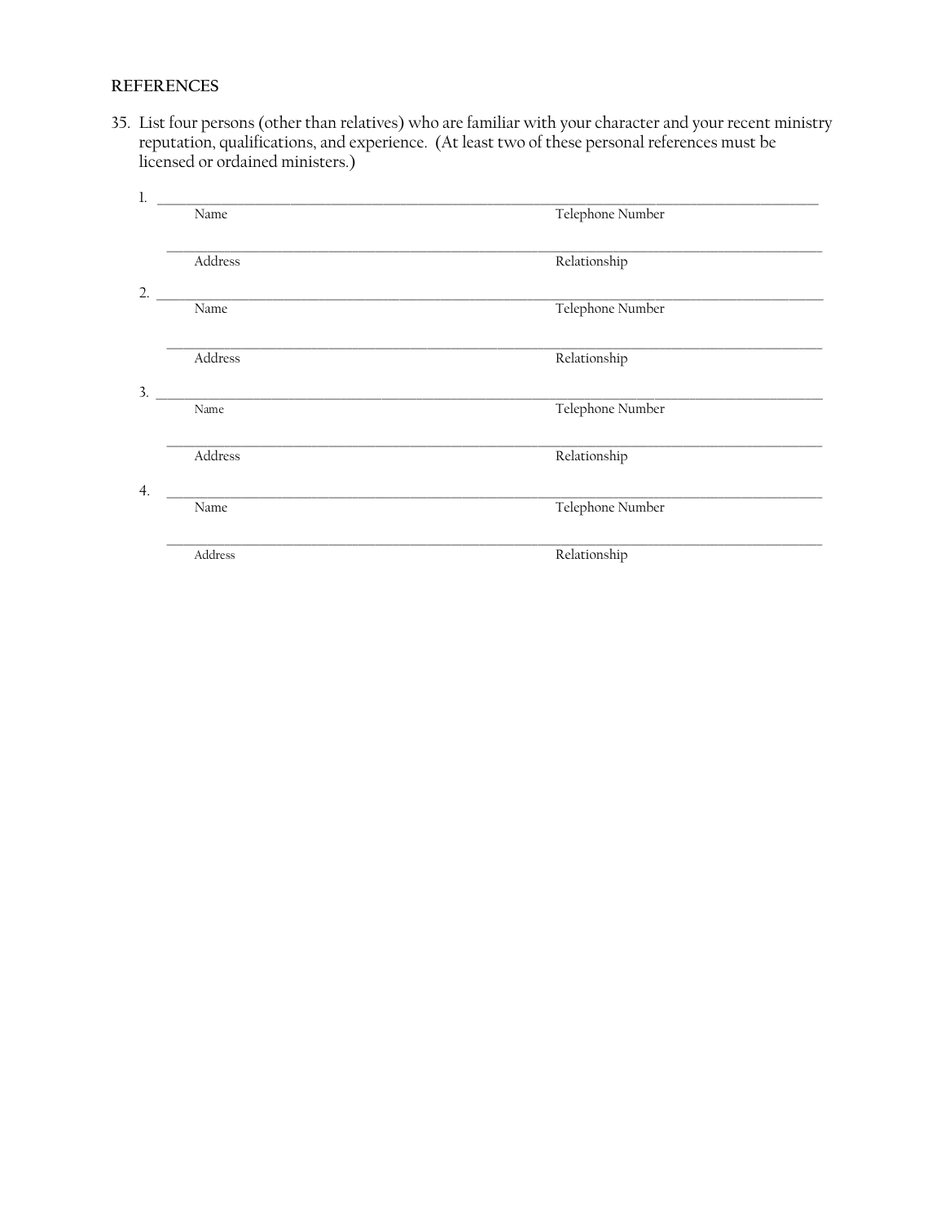## REFERENCES

35. List four persons (other than relatives) who are familiar with your character and your recent ministry reputation, qualifications, and experience. (At least two of these personal references must be licensed or ordained ministers.)

1. \_\_\_\_\_\_\_\_\_\_\_\_\_\_\_\_\_\_\_\_\_\_\_\_\_\_\_\_\_\_\_\_\_\_\_\_\_\_\_\_\_\_\_\_\_\_\_\_\_\_\_\_\_\_\_\_\_\_\_\_\_\_\_\_\_\_\_\_\_\_\_\_
   Name                                                  Telephone Number

   \_\_\_\_\_\_\_\_\_\_\_\_\_\_\_\_\_\_\_\_\_\_\_\_\_\_\_\_\_\_\_\_\_\_\_\_\_\_\_\_\_\_\_\_\_\_\_\_\_\_\_\_\_\_\_\_\_\_\_\_\_\_\_\_\_\_\_\_\_\_\_\_
   Address                                               Relationship

2. \_\_\_\_\_\_\_\_\_\_\_\_\_\_\_\_\_\_\_\_\_\_\_\_\_\_\_\_\_\_\_\_\_\_\_\_\_\_\_\_\_\_\_\_\_\_\_\_\_\_\_\_\_\_\_\_\_\_\_\_\_\_\_\_\_\_\_\_\_\_\_\_
   Name                                                  Telephone Number

   \_\_\_\_\_\_\_\_\_\_\_\_\_\_\_\_\_\_\_\_\_\_\_\_\_\_\_\_\_\_\_\_\_\_\_\_\_\_\_\_\_\_\_\_\_\_\_\_\_\_\_\_\_\_\_\_\_\_\_\_\_\_\_\_\_\_\_\_\_\_\_\_
   Address                                               Relationship

3. \_\_\_\_\_\_\_\_\_\_\_\_\_\_\_\_\_\_\_\_\_\_\_\_\_\_\_\_\_\_\_\_\_\_\_\_\_\_\_\_\_\_\_\_\_\_\_\_\_\_\_\_\_\_\_\_\_\_\_\_\_\_\_\_\_\_\_\_\_\_\_\_
   Name                                                  Telephone Number

   \_\_\_\_\_\_\_\_\_\_\_\_\_\_\_\_\_\_\_\_\_\_\_\_\_\_\_\_\_\_\_\_\_\_\_\_\_\_\_\_\_\_\_\_\_\_\_\_\_\_\_\_\_\_\_\_\_\_\_\_\_\_\_\_\_\_\_\_\_\_\_\_
   Address                                               Relationship

4. \_\_\_\_\_\_\_\_\_\_\_\_\_\_\_\_\_\_\_\_\_\_\_\_\_\_\_\_\_\_\_\_\_\_\_\_\_\_\_\_\_\_\_\_\_\_\_\_\_\_\_\_\_\_\_\_\_\_\_\_\_\_\_\_\_\_\_\_\_\_\_\_
   Name                                                  Telephone Number

   \_\_\_\_\_\_\_\_\_\_\_\_\_\_\_\_\_\_\_\_\_\_\_\_\_\_\_\_\_\_\_\_\_\_\_\_\_\_\_\_\_\_\_\_\_\_\_\_\_\_\_\_\_\_\_\_\_\_\_\_\_\_\_\_\_\_\_\_\_\_\_\_
   Address                                               Relationship